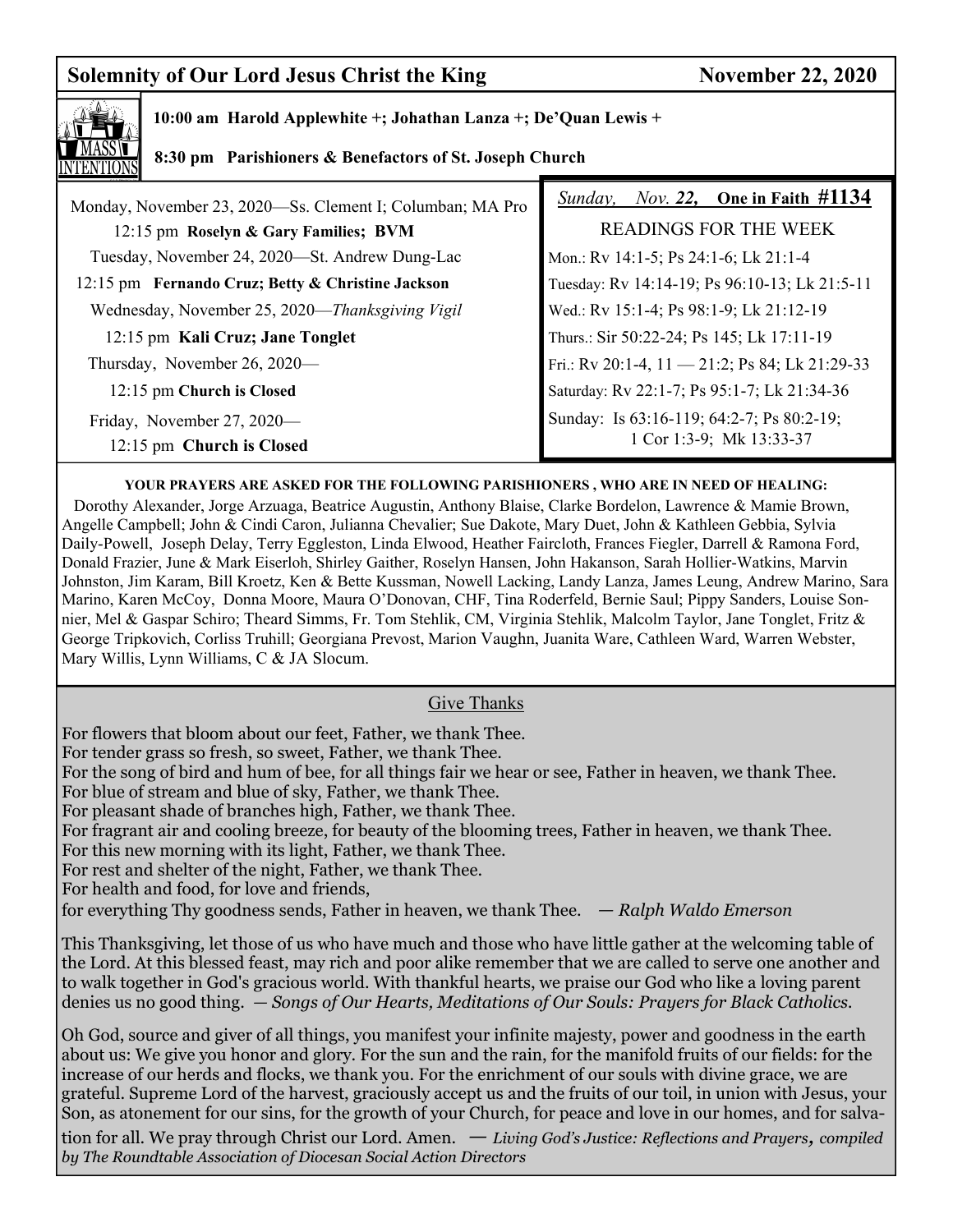## Solemnity of Our Lord Jesus Christ the King — November 22, 2020

**10:00 am Harold Applewhite +; Johathan Lanza +; De'Quan Lewis +**

**8:30 pm Parishioners & Benefactors of St. Joseph Church**

Monday, November 23, 2020—Ss. Clement I; Columban; MA Pro
12:15 pm **Roselyn & Gary Families; BVM**

Tuesday, November 24, 2020—St. Andrew Dung-Lac
12:15 pm **Fernando Cruz; Betty & Christine Jackson**

Wednesday, November 25, 2020—*Thanksgiving Vigil*
12:15 pm **Kali Cruz; Jane Tonglet**

Thursday, November 26, 2020—
12:15 pm **Church is Closed**

Friday, November 27, 2020—
12:15 pm **Church is Closed**

*Sunday, Nov. **22***, **One in Faith #1134**

READINGS FOR THE WEEK

Mon.: Rv 14:1-5; Ps 24:1-6; Lk 21:1-4
Tuesday: Rv 14:14-19; Ps 96:10-13; Lk 21:5-11
Wed.: Rv 15:1-4; Ps 98:1-9; Lk 21:12-19
Thurs.: Sir 50:22-24; Ps 145; Lk 17:11-19
Fri.: Rv 20:1-4, 11 — 21:2; Ps 84; Lk 21:29-33
Saturday: Rv 22:1-7; Ps 95:1-7; Lk 21:34-36
Sunday: Is 63:16-119; 64:2-7; Ps 80:2-19; 1 Cor 1:3-9; Mk 13:33-37

**YOUR PRAYERS ARE ASKED FOR THE FOLLOWING PARISHIONERS , WHO ARE IN NEED OF HEALING:**

Dorothy Alexander, Jorge Arzuaga, Beatrice Augustin, Anthony Blaise, Clarke Bordelon, Lawrence & Mamie Brown, Angelle Campbell; John & Cindi Caron, Julianna Chevalier; Sue Dakote, Mary Duet, John & Kathleen Gebbia, Sylvia Daily-Powell, Joseph Delay, Terry Eggleston, Linda Elwood, Heather Faircloth, Frances Fiegler, Darrell & Ramona Ford, Donald Frazier, June & Mark Eiserloh, Shirley Gaither, Roselyn Hansen, John Hakanson, Sarah Hollier-Watkins, Marvin Johnston, Jim Karam, Bill Kroetz, Ken & Bette Kussman, Nowell Lacking, Landy Lanza, James Leung, Andrew Marino, Sara Marino, Karen McCoy, Donna Moore, Maura O'Donovan, CHF, Tina Roderfeld, Bernie Saul; Pippy Sanders, Louise Sonnier, Mel & Gaspar Schiro; Theard Simms, Fr. Tom Stehlik, CM, Virginia Stehlik, Malcolm Taylor, Jane Tonglet, Fritz & George Tripkovich, Corliss Truhill; Georgiana Prevost, Marion Vaughn, Juanita Ware, Cathleen Ward, Warren Webster, Mary Willis, Lynn Williams, C & JA Slocum.

### Give Thanks

For flowers that bloom about our feet, Father, we thank Thee.
For tender grass so fresh, so sweet, Father, we thank Thee.
For the song of bird and hum of bee, for all things fair we hear or see, Father in heaven, we thank Thee.
For blue of stream and blue of sky, Father, we thank Thee.
For pleasant shade of branches high, Father, we thank Thee.
For fragrant air and cooling breeze, for beauty of the blooming trees, Father in heaven, we thank Thee.
For this new morning with its light, Father, we thank Thee.
For rest and shelter of the night, Father, we thank Thee.
For health and food, for love and friends,
for everything Thy goodness sends, Father in heaven, we thank Thee. — *Ralph Waldo Emerson*

This Thanksgiving, let those of us who have much and those who have little gather at the welcoming table of the Lord. At this blessed feast, may rich and poor alike remember that we are called to serve one another and to walk together in God's gracious world. With thankful hearts, we praise our God who like a loving parent denies us no good thing. — *Songs of Our Hearts, Meditations of Our Souls: Prayers for Black Catholics.*

Oh God, source and giver of all things, you manifest your infinite majesty, power and goodness in the earth about us: We give you honor and glory. For the sun and the rain, for the manifold fruits of our fields: for the increase of our herds and flocks, we thank you. For the enrichment of our souls with divine grace, we are grateful. Supreme Lord of the harvest, graciously accept us and the fruits of our toil, in union with Jesus, your Son, as atonement for our sins, for the growth of your Church, for peace and love in our homes, and for salvation for all. We pray through Christ our Lord. Amen. — *Living God's Justice: Reflections and Prayers, compiled by The Roundtable Association of Diocesan Social Action Directors*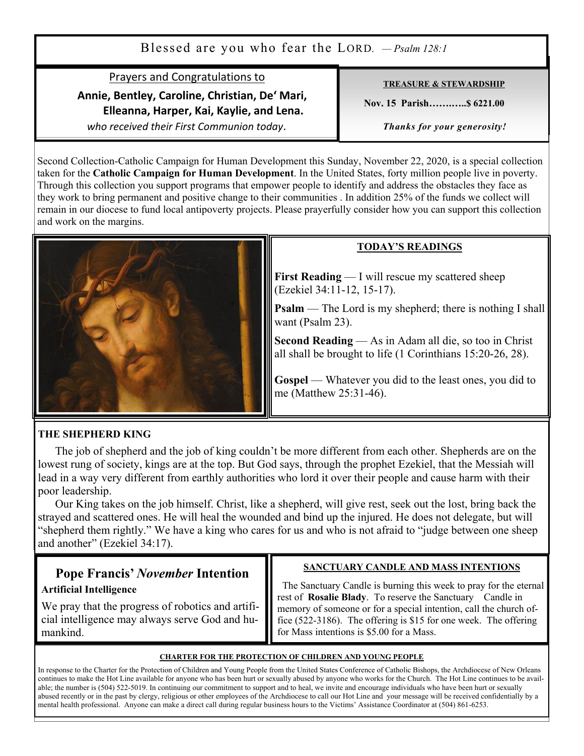Blessed are you who fear the LORD. *— Psalm 128:1*

Prayers and Congratulations to

**Annie, Bentley, Caroline, Christian, De' Mari, Elleanna, Harper, Kai, Kaylie, and Lena.**

*who received their First Communion today*.

**TREASURE & STEWARDSHIP**

**Nov. 15 Parish………..$ 6221.00**

***Thanks for your generosity!***

Second Collection-Catholic Campaign for Human Development this Sunday, November 22, 2020, is a special collection taken for the **Catholic Campaign for Human Development**. In the United States, forty million people live in poverty. Through this collection you support programs that empower people to identify and address the obstacles they face as they work to bring permanent and positive change to their communities . In addition 25% of the funds we collect will remain in our diocese to fund local antipoverty projects. Please prayerfully consider how you can support this collection and work on the margins.

**TODAY'S READINGS**

**First Reading** — I will rescue my scattered sheep (Ezekiel 34:11-12, 15-17).

**Psalm** — The Lord is my shepherd; there is nothing I shall want (Psalm 23).

**Second Reading** — As in Adam all die, so too in Christ all shall be brought to life (1 Corinthians 15:20-26, 28).

**Gospel** — Whatever you did to the least ones, you did to me (Matthew 25:31-46).

**THE SHEPHERD KING**

The job of shepherd and the job of king couldn't be more different from each other. Shepherds are on the lowest rung of society, kings are at the top. But God says, through the prophet Ezekiel, that the Messiah will lead in a way very different from earthly authorities who lord it over their people and cause harm with their poor leadership.

Our King takes on the job himself. Christ, like a shepherd, will give rest, seek out the lost, bring back the strayed and scattered ones. He will heal the wounded and bind up the injured. He does not delegate, but will "shepherd them rightly." We have a king who cares for us and who is not afraid to "judge between one sheep and another" (Ezekiel 34:17).

## Pope Francis' *November* Intention

**Artificial Intelligence**

We pray that the progress of robotics and artificial intelligence may always serve God and humankind.

**SANCTUARY CANDLE AND MASS INTENTIONS**

The Sanctuary Candle is burning this week to pray for the eternal rest of **Rosalie Blady**. To reserve the Sanctuary Candle in memory of someone or for a special intention, call the church office (522-3186). The offering is $15 for one week. The offering for Mass intentions is $5.00 for a Mass.

**CHARTER FOR THE PROTECTION OF CHILDREN AND YOUNG PEOPLE**

In response to the Charter for the Protection of Children and Young People from the United States Conference of Catholic Bishops, the Archdiocese of New Orleans continues to make the Hot Line available for anyone who has been hurt or sexually abused by anyone who works for the Church. The Hot Line continues to be available; the number is (504) 522-5019. In continuing our commitment to support and to heal, we invite and encourage individuals who have been hurt or sexually abused recently or in the past by clergy, religious or other employees of the Archdiocese to call our Hot Line and your message will be received confidentially by a mental health professional. Anyone can make a direct call during regular business hours to the Victims' Assistance Coordinator at (504) 861-6253.